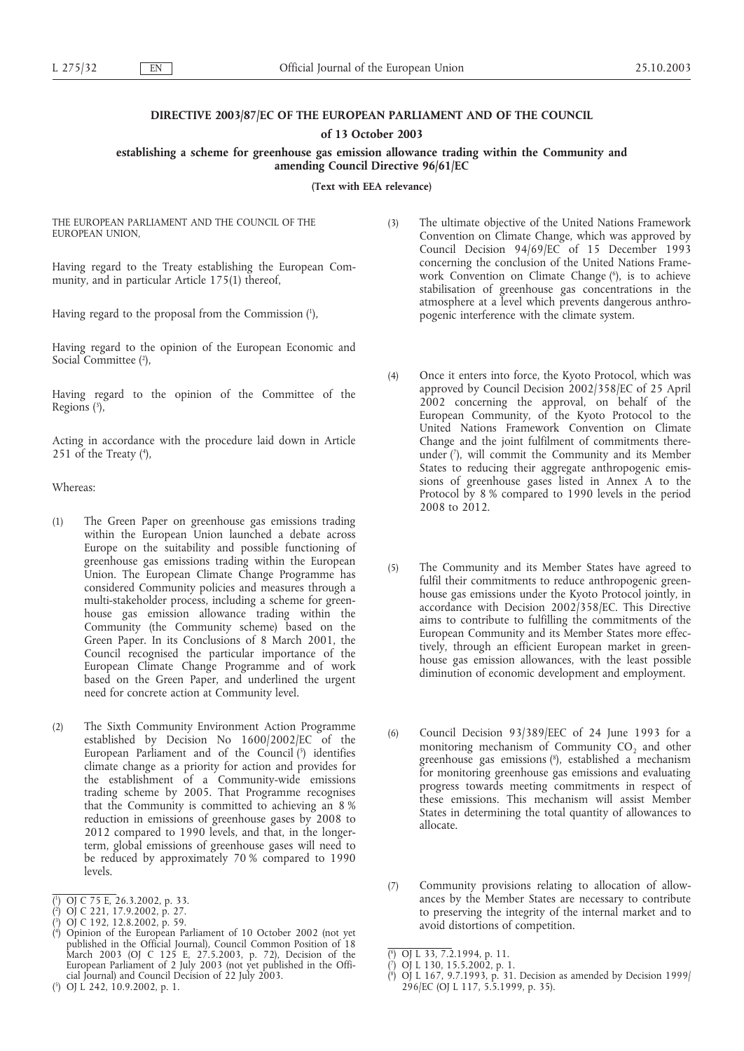# DIRECTIVE 2003/87/EC OF THE EUROPEAN PARLIAMENT AND OF THE COUNCIL

**of 13 October 2003**

**establishing a scheme for greenhouse gas emission allowance trading within the Community and amending Council Directive 96/61/EC**

**(Text with EEA relevance)**

THE EUROPEAN PARLIAMENT AND THE COUNCIL OF THE EUROPEAN UNION,

Having regard to the Treaty establishing the European Community, and in particular Article 175(1) thereof,

Having regard to the proposal from the Commission [1],

Having regard to the opinion of the European Economic and Social Committee [2],

Having regard to the opinion of the Committee of the Regions [3],

Acting in accordance with the procedure laid down in Article 251 of the Treaty [4],

Whereas:

(1) The Green Paper on greenhouse gas emissions trading within the European Union launched a debate across Europe on the suitability and possible functioning of greenhouse gas emissions trading within the European Union. The European Climate Change Programme has considered Community policies and measures through a multi-stakeholder process, including a scheme for greenhouse gas emission allowance trading within the Community (the Community scheme) based on the Green Paper. In its Conclusions of 8 March 2001, the Council recognised the particular importance of the European Climate Change Programme and of work based on the Green Paper, and underlined the urgent need for concrete action at Community level.

(2) The Sixth Community Environment Action Programme established by Decision No 1600/2002/EC of the European Parliament and of the Council [5] identifies climate change as a priority for action and provides for the establishment of a Community-wide emissions trading scheme by 2005. That Programme recognises that the Community is committed to achieving an 8 % reduction in emissions of greenhouse gases by 2008 to 2012 compared to 1990 levels, and that, in the longer-term, global emissions of greenhouse gases will need to be reduced by approximately 70 % compared to 1990 levels.

(3) The ultimate objective of the United Nations Framework Convention on Climate Change, which was approved by Council Decision 94/69/EC of 15 December 1993 concerning the conclusion of the United Nations Framework Convention on Climate Change [6], is to achieve stabilisation of greenhouse gas concentrations in the atmosphere at a level which prevents dangerous anthropogenic interference with the climate system.

(4) Once it enters into force, the Kyoto Protocol, which was approved by Council Decision 2002/358/EC of 25 April 2002 concerning the approval, on behalf of the European Community, of the Kyoto Protocol to the United Nations Framework Convention on Climate Change and the joint fulfilment of commitments thereunder [7], will commit the Community and its Member States to reducing their aggregate anthropogenic emissions of greenhouse gases listed in Annex A to the Protocol by 8 % compared to 1990 levels in the period 2008 to 2012.

(5) The Community and its Member States have agreed to fulfil their commitments to reduce anthropogenic greenhouse gas emissions under the Kyoto Protocol jointly, in accordance with Decision 2002/358/EC. This Directive aims to contribute to fulfilling the commitments of the European Community and its Member States more effectively, through an efficient European market in greenhouse gas emission allowances, with the least possible diminution of economic development and employment.

(6) Council Decision 93/389/EEC of 24 June 1993 for a monitoring mechanism of Community $CO_2$ and other greenhouse gas emissions [8], established a mechanism for monitoring greenhouse gas emissions and evaluating progress towards meeting commitments in respect of these emissions. This mechanism will assist Member States in determining the total quantity of allowances to allocate.

(7) Community provisions relating to allocation of allowances by the Member States are necessary to contribute to preserving the integrity of the internal market and to avoid distortions of competition.

---

[1] OJ C 75 E, 26.3.2002, p. 33.

[2] OJ C 221, 17.9.2002, p. 27.

[3] OJ C 192, 12.8.2002, p. 59.

[4] Opinion of the European Parliament of 10 October 2002 (not yet published in the Official Journal), Council Common Position of 18 March 2003 (OJ C 125 E, 27.5.2003, p. 72), Decision of the European Parliament of 2 July 2003 (not yet published in the Official Journal) and Council Decision of 22 July 2003.

[5] OJ L 242, 10.9.2002, p. 1.

[6] OJ L 33, 7.2.1994, p. 11.

[7] OJ L 130, 15.5.2002, p. 1.

[8] OJ L 167, 9.7.1993, p. 31. Decision as amended by Decision 1999/296/EC (OJ L 117, 5.5.1999, p. 35).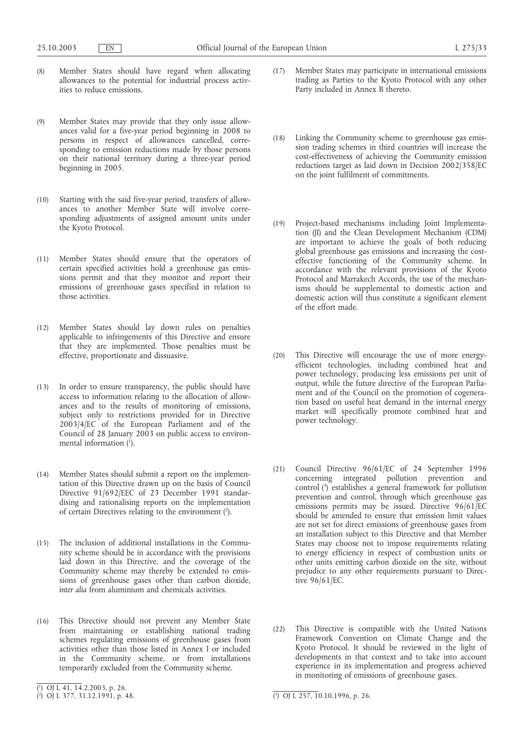(8) Member States should have regard when allocating allowances to the potential for industrial process activities to reduce emissions.

(9) Member States may provide that they only issue allowances valid for a five-year period beginning in 2008 to persons in respect of allowances cancelled, corresponding to emission reductions made by those persons on their national territory during a three-year period beginning in 2005.

(10) Starting with the said five-year period, transfers of allowances to another Member State will involve corresponding adjustments of assigned amount units under the Kyoto Protocol.

(11) Member States should ensure that the operators of certain specified activities hold a greenhouse gas emissions permit and that they monitor and report their emissions of greenhouse gases specified in relation to those activities.

(12) Member States should lay down rules on penalties applicable to infringements of this Directive and ensure that they are implemented. Those penalties must be effective, proportionate and dissuasive.

(13) In order to ensure transparency, the public should have access to information relating to the allocation of allowances and to the results of monitoring of emissions, subject only to restrictions provided for in Directive 2003/4/EC of the European Parliament and of the Council of 28 January 2003 on public access to environmental information [1].

(14) Member States should submit a report on the implementation of this Directive drawn up on the basis of Council Directive 91/692/EEC of 23 December 1991 standardising and rationalising reports on the implementation of certain Directives relating to the environment [2].

(15) The inclusion of additional installations in the Community scheme should be in accordance with the provisions laid down in this Directive, and the coverage of the Community scheme may thereby be extended to emissions of greenhouse gases other than carbon dioxide, *inter alia* from aluminium and chemicals activities.

(16) This Directive should not prevent any Member State from maintaining or establishing national trading schemes regulating emissions of greenhouse gases from activities other than those listed in Annex I or included in the Community scheme, or from installations temporarily excluded from the Community scheme.

(17) Member States may participate in international emissions trading as Parties to the Kyoto Protocol with any other Party included in Annex B thereto.

(18) Linking the Community scheme to greenhouse gas emission trading schemes in third countries will increase the cost-effectiveness of achieving the Community emission reductions target as laid down in Decision 2002/358/EC on the joint fulfilment of commitments.

(19) Project-based mechanisms including Joint Implementation (JI) and the Clean Development Mechanism (CDM) are important to achieve the goals of both reducing global greenhouse gas emissions and increasing the cost-effective functioning of the Community scheme. In accordance with the relevant provisions of the Kyoto Protocol and Marrakech Accords, the use of the mechanisms should be supplemental to domestic action and domestic action will thus constitute a significant element of the effort made.

(20) This Directive will encourage the use of more energy-efficient technologies, including combined heat and power technology, producing less emissions per unit of output, while the future directive of the European Parliament and of the Council on the promotion of cogeneration based on useful heat demand in the internal energy market will specifically promote combined heat and power technology.

(21) Council Directive 96/61/EC of 24 September 1996 concerning integrated pollution prevention and control [3] establishes a general framework for pollution prevention and control, through which greenhouse gas emissions permits may be issued. Directive 96/61/EC should be amended to ensure that emission limit values are not set for direct emissions of greenhouse gases from an installation subject to this Directive and that Member States may choose not to impose requirements relating to energy efficiency in respect of combustion units or other units emitting carbon dioxide on the site, without prejudice to any other requirements pursuant to Directive 96/61/EC.

(22) This Directive is compatible with the United Nations Framework Convention on Climate Change and the Kyoto Protocol. It should be reviewed in the light of developments in that context and to take into account experience in its implementation and progress achieved in monitoring of emissions of greenhouse gases.

---

[1] OJ L 41, 14.2.2003, p. 26.

[2] OJ L 377, 31.12.1991, p. 48.

[3] OJ L 257, 10.10.1996, p. 26.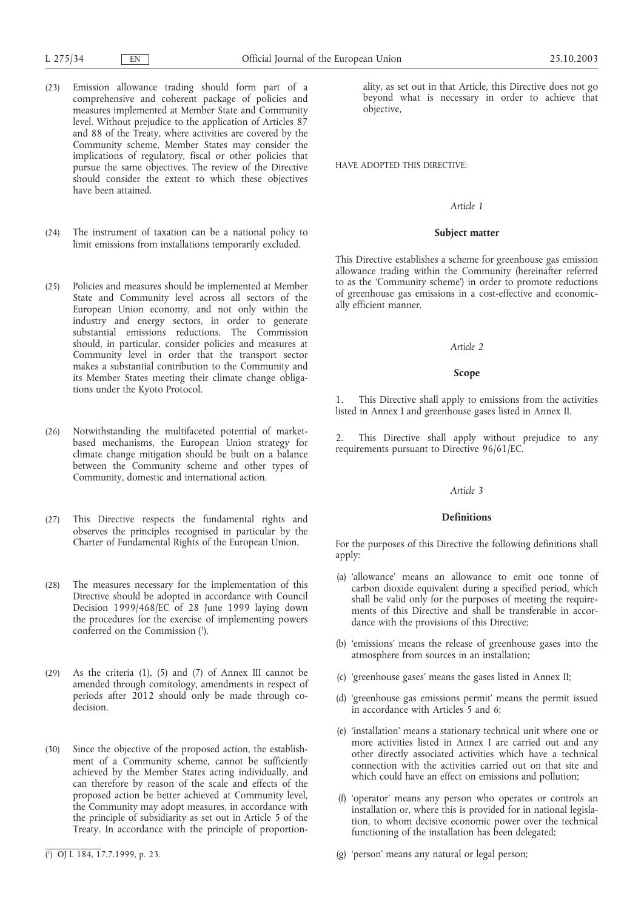(23) Emission allowance trading should form part of a comprehensive and coherent package of policies and measures implemented at Member State and Community level. Without prejudice to the application of Articles 87 and 88 of the Treaty, where activities are covered by the Community scheme, Member States may consider the implications of regulatory, fiscal or other policies that pursue the same objectives. The review of the Directive should consider the extent to which these objectives have been attained.

(24) The instrument of taxation can be a national policy to limit emissions from installations temporarily excluded.

(25) Policies and measures should be implemented at Member State and Community level across all sectors of the European Union economy, and not only within the industry and energy sectors, in order to generate substantial emissions reductions. The Commission should, in particular, consider policies and measures at Community level in order that the transport sector makes a substantial contribution to the Community and its Member States meeting their climate change obligations under the Kyoto Protocol.

(26) Notwithstanding the multifaceted potential of market-based mechanisms, the European Union strategy for climate change mitigation should be built on a balance between the Community scheme and other types of Community, domestic and international action.

(27) This Directive respects the fundamental rights and observes the principles recognised in particular by the Charter of Fundamental Rights of the European Union.

(28) The measures necessary for the implementation of this Directive should be adopted in accordance with Council Decision 1999/468/EC of 28 June 1999 laying down the procedures for the exercise of implementing powers conferred on the Commission [1].

(29) As the criteria (1), (5) and (7) of Annex III cannot be amended through comitology, amendments in respect of periods after 2012 should only be made through co-decision.

(30) Since the objective of the proposed action, the establishment of a Community scheme, cannot be sufficiently achieved by the Member States acting individually, and can therefore by reason of the scale and effects of the proposed action be better achieved at Community level, the Community may adopt measures, in accordance with the principle of subsidiarity as set out in Article 5 of the Treaty. In accordance with the principle of proportionality, as set out in that Article, this Directive does not go beyond what is necessary in order to achieve that objective,

HAVE ADOPTED THIS DIRECTIVE:

*Article 1*

**Subject matter**

This Directive establishes a scheme for greenhouse gas emission allowance trading within the Community (hereinafter referred to as the 'Community scheme') in order to promote reductions of greenhouse gas emissions in a cost-effective and economically efficient manner.

*Article 2*

**Scope**

1. This Directive shall apply to emissions from the activities listed in Annex I and greenhouse gases listed in Annex II.

2. This Directive shall apply without prejudice to any requirements pursuant to Directive 96/61/EC.

*Article 3*

**Definitions**

For the purposes of this Directive the following definitions shall apply:

(a) 'allowance' means an allowance to emit one tonne of carbon dioxide equivalent during a specified period, which shall be valid only for the purposes of meeting the requirements of this Directive and shall be transferable in accordance with the provisions of this Directive;

(b) 'emissions' means the release of greenhouse gases into the atmosphere from sources in an installation;

(c) 'greenhouse gases' means the gases listed in Annex II;

(d) 'greenhouse gas emissions permit' means the permit issued in accordance with Articles 5 and 6;

(e) 'installation' means a stationary technical unit where one or more activities listed in Annex I are carried out and any other directly associated activities which have a technical connection with the activities carried out on that site and which could have an effect on emissions and pollution;

(f) 'operator' means any person who operates or controls an installation or, where this is provided for in national legislation, to whom decisive economic power over the technical functioning of the installation has been delegated;

(g) 'person' means any natural or legal person;

[1] OJ L 184, 17.7.1999, p. 23.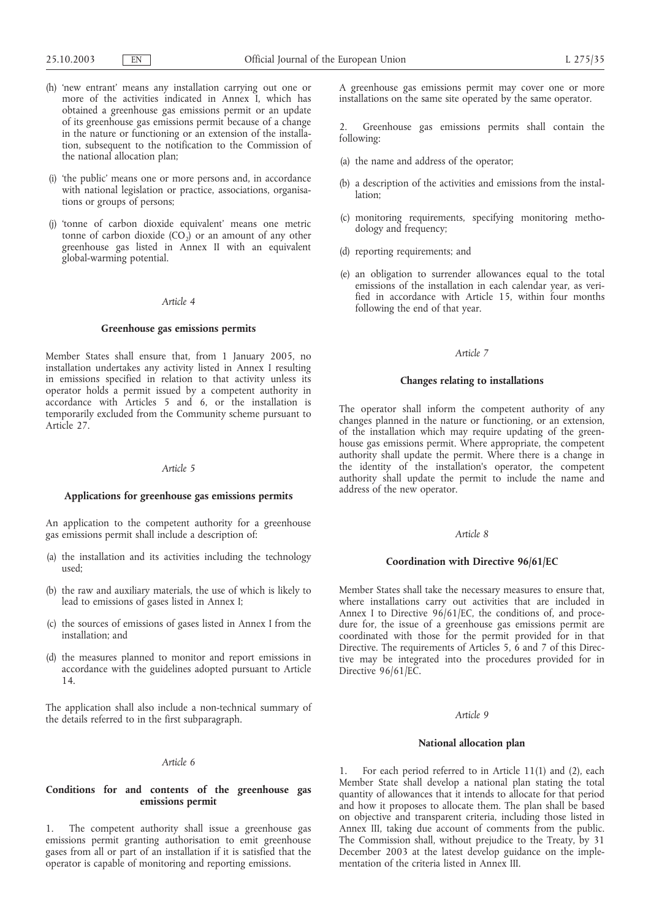(h) 'new entrant' means any installation carrying out one or more of the activities indicated in Annex I, which has obtained a greenhouse gas emissions permit or an update of its greenhouse gas emissions permit because of a change in the nature or functioning or an extension of the installation, subsequent to the notification to the Commission of the national allocation plan;

(i) 'the public' means one or more persons and, in accordance with national legislation or practice, associations, organisations or groups of persons;

(j) 'tonne of carbon dioxide equivalent' means one metric tonne of carbon dioxide ($CO_2$) or an amount of any other greenhouse gas listed in Annex II with an equivalent global-warming potential.

*Article 4*

**Greenhouse gas emissions permits**

Member States shall ensure that, from 1 January 2005, no installation undertakes any activity listed in Annex I resulting in emissions specified in relation to that activity unless its operator holds a permit issued by a competent authority in accordance with Articles 5 and 6, or the installation is temporarily excluded from the Community scheme pursuant to Article 27.

*Article 5*

**Applications for greenhouse gas emissions permits**

An application to the competent authority for a greenhouse gas emissions permit shall include a description of:

(a) the installation and its activities including the technology used;

(b) the raw and auxiliary materials, the use of which is likely to lead to emissions of gases listed in Annex I;

(c) the sources of emissions of gases listed in Annex I from the installation; and

(d) the measures planned to monitor and report emissions in accordance with the guidelines adopted pursuant to Article 14.

The application shall also include a non-technical summary of the details referred to in the first subparagraph.

*Article 6*

**Conditions for and contents of the greenhouse gas emissions permit**

1. The competent authority shall issue a greenhouse gas emissions permit granting authorisation to emit greenhouse gases from all or part of an installation if it is satisfied that the operator is capable of monitoring and reporting emissions.

A greenhouse gas emissions permit may cover one or more installations on the same site operated by the same operator.

2. Greenhouse gas emissions permits shall contain the following:

(a) the name and address of the operator;

(b) a description of the activities and emissions from the installation;

(c) monitoring requirements, specifying monitoring methodology and frequency;

(d) reporting requirements; and

(e) an obligation to surrender allowances equal to the total emissions of the installation in each calendar year, as verified in accordance with Article 15, within four months following the end of that year.

*Article 7*

**Changes relating to installations**

The operator shall inform the competent authority of any changes planned in the nature or functioning, or an extension, of the installation which may require updating of the greenhouse gas emissions permit. Where appropriate, the competent authority shall update the permit. Where there is a change in the identity of the installation's operator, the competent authority shall update the permit to include the name and address of the new operator.

*Article 8*

**Coordination with Directive 96/61/EC**

Member States shall take the necessary measures to ensure that, where installations carry out activities that are included in Annex I to Directive 96/61/EC, the conditions of, and procedure for, the issue of a greenhouse gas emissions permit are coordinated with those for the permit provided for in that Directive. The requirements of Articles 5, 6 and 7 of this Directive may be integrated into the procedures provided for in Directive 96/61/EC.

*Article 9*

**National allocation plan**

1. For each period referred to in Article 11(1) and (2), each Member State shall develop a national plan stating the total quantity of allowances that it intends to allocate for that period and how it proposes to allocate them. The plan shall be based on objective and transparent criteria, including those listed in Annex III, taking due account of comments from the public. The Commission shall, without prejudice to the Treaty, by 31 December 2003 at the latest develop guidance on the implementation of the criteria listed in Annex III.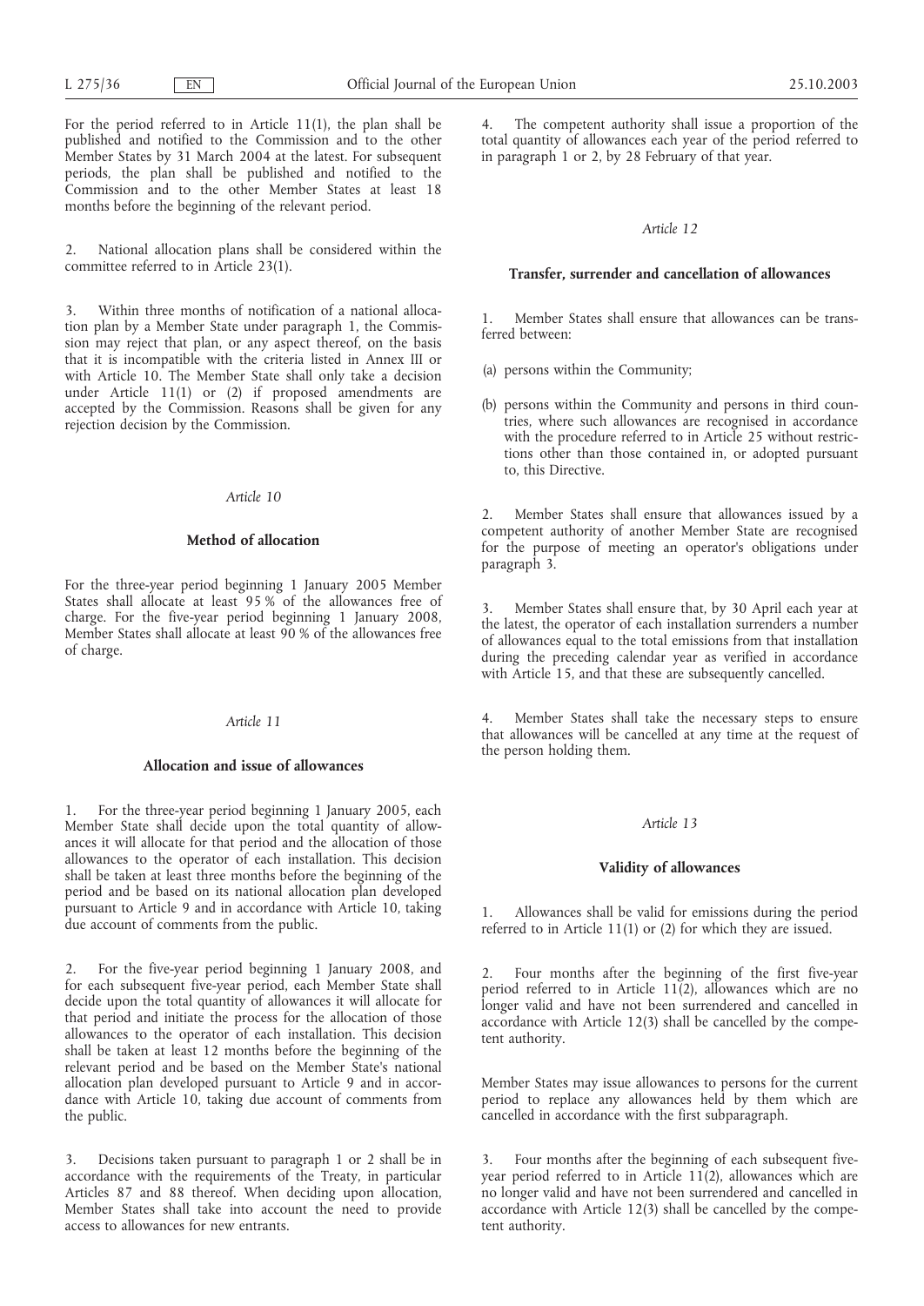For the period referred to in Article 11(1), the plan shall be published and notified to the Commission and to the other Member States by 31 March 2004 at the latest. For subsequent periods, the plan shall be published and notified to the Commission and to the other Member States at least 18 months before the beginning of the relevant period.

2. National allocation plans shall be considered within the committee referred to in Article 23(1).

3. Within three months of notification of a national allocation plan by a Member State under paragraph 1, the Commission may reject that plan, or any aspect thereof, on the basis that it is incompatible with the criteria listed in Annex III or with Article 10. The Member State shall only take a decision under Article 11(1) or (2) if proposed amendments are accepted by the Commission. Reasons shall be given for any rejection decision by the Commission.

*Article 10*

**Method of allocation**

For the three-year period beginning 1 January 2005 Member States shall allocate at least 95 % of the allowances free of charge. For the five-year period beginning 1 January 2008, Member States shall allocate at least 90 % of the allowances free of charge.

*Article 11*

**Allocation and issue of allowances**

1. For the three-year period beginning 1 January 2005, each Member State shall decide upon the total quantity of allowances it will allocate for that period and the allocation of those allowances to the operator of each installation. This decision shall be taken at least three months before the beginning of the period and be based on its national allocation plan developed pursuant to Article 9 and in accordance with Article 10, taking due account of comments from the public.

2. For the five-year period beginning 1 January 2008, and for each subsequent five-year period, each Member State shall decide upon the total quantity of allowances it will allocate for that period and initiate the process for the allocation of those allowances to the operator of each installation. This decision shall be taken at least 12 months before the beginning of the relevant period and be based on the Member State's national allocation plan developed pursuant to Article 9 and in accordance with Article 10, taking due account of comments from the public.

3. Decisions taken pursuant to paragraph 1 or 2 shall be in accordance with the requirements of the Treaty, in particular Articles 87 and 88 thereof. When deciding upon allocation, Member States shall take into account the need to provide access to allowances for new entrants.

4. The competent authority shall issue a proportion of the total quantity of allowances each year of the period referred to in paragraph 1 or 2, by 28 February of that year.

*Article 12*

**Transfer, surrender and cancellation of allowances**

1. Member States shall ensure that allowances can be transferred between:

(a) persons within the Community;

(b) persons within the Community and persons in third countries, where such allowances are recognised in accordance with the procedure referred to in Article 25 without restrictions other than those contained in, or adopted pursuant to, this Directive.

2. Member States shall ensure that allowances issued by a competent authority of another Member State are recognised for the purpose of meeting an operator's obligations under paragraph 3.

3. Member States shall ensure that, by 30 April each year at the latest, the operator of each installation surrenders a number of allowances equal to the total emissions from that installation during the preceding calendar year as verified in accordance with Article 15, and that these are subsequently cancelled.

4. Member States shall take the necessary steps to ensure that allowances will be cancelled at any time at the request of the person holding them.

*Article 13*

**Validity of allowances**

1. Allowances shall be valid for emissions during the period referred to in Article 11(1) or (2) for which they are issued.

2. Four months after the beginning of the first five-year period referred to in Article 11(2), allowances which are no longer valid and have not been surrendered and cancelled in accordance with Article 12(3) shall be cancelled by the competent authority.

Member States may issue allowances to persons for the current period to replace any allowances held by them which are cancelled in accordance with the first subparagraph.

3. Four months after the beginning of each subsequent five-year period referred to in Article 11(2), allowances which are no longer valid and have not been surrendered and cancelled in accordance with Article 12(3) shall be cancelled by the competent authority.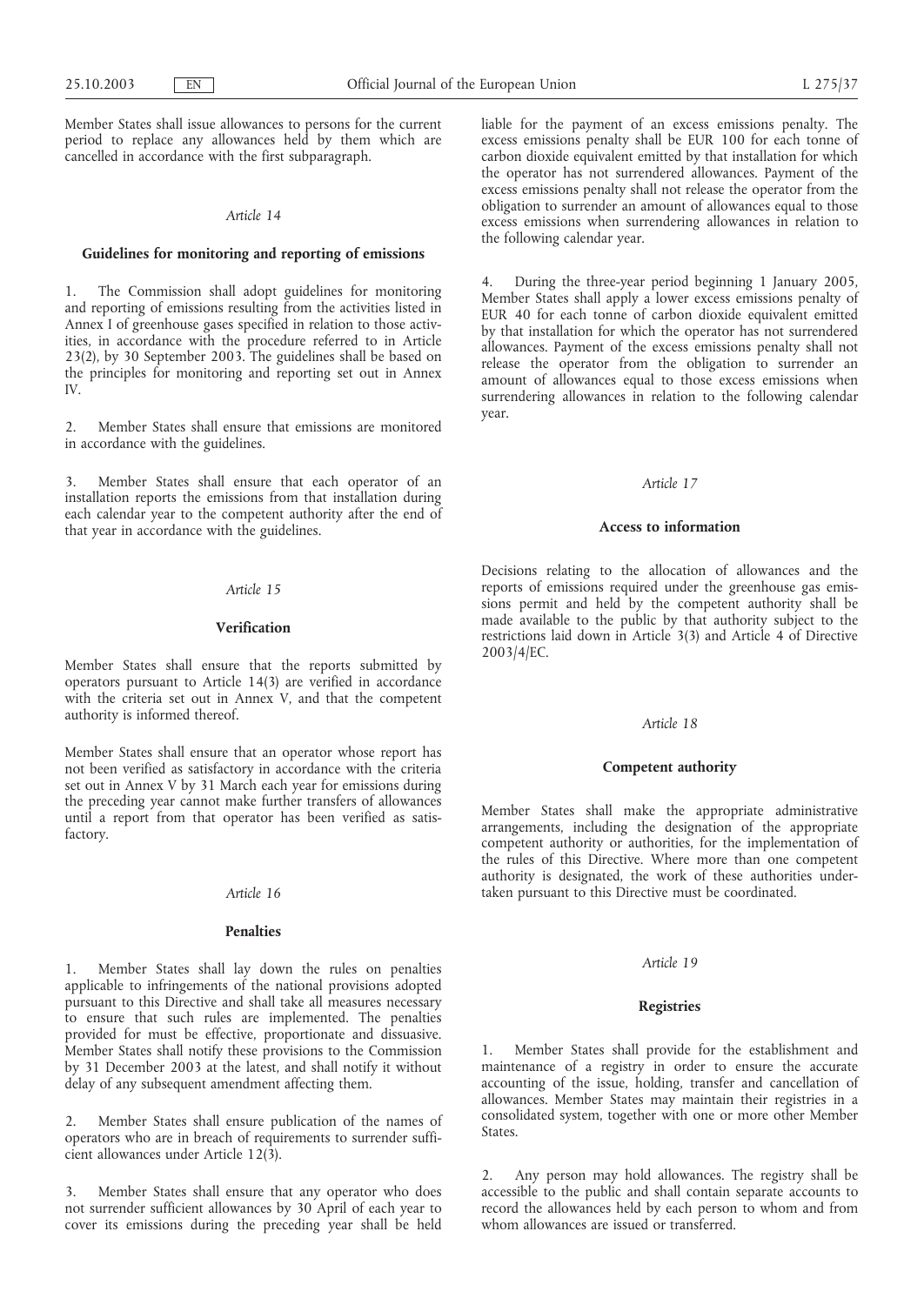Member States shall issue allowances to persons for the current period to replace any allowances held by them which are cancelled in accordance with the first subparagraph.

*Article 14*

**Guidelines for monitoring and reporting of emissions**

1. The Commission shall adopt guidelines for monitoring and reporting of emissions resulting from the activities listed in Annex I of greenhouse gases specified in relation to those activities, in accordance with the procedure referred to in Article 23(2), by 30 September 2003. The guidelines shall be based on the principles for monitoring and reporting set out in Annex IV.

2. Member States shall ensure that emissions are monitored in accordance with the guidelines.

3. Member States shall ensure that each operator of an installation reports the emissions from that installation during each calendar year to the competent authority after the end of that year in accordance with the guidelines.

*Article 15*

**Verification**

Member States shall ensure that the reports submitted by operators pursuant to Article 14(3) are verified in accordance with the criteria set out in Annex V, and that the competent authority is informed thereof.

Member States shall ensure that an operator whose report has not been verified as satisfactory in accordance with the criteria set out in Annex V by 31 March each year for emissions during the preceding year cannot make further transfers of allowances until a report from that operator has been verified as satisfactory.

*Article 16*

**Penalties**

1. Member States shall lay down the rules on penalties applicable to infringements of the national provisions adopted pursuant to this Directive and shall take all measures necessary to ensure that such rules are implemented. The penalties provided for must be effective, proportionate and dissuasive. Member States shall notify these provisions to the Commission by 31 December 2003 at the latest, and shall notify it without delay of any subsequent amendment affecting them.

2. Member States shall ensure publication of the names of operators who are in breach of requirements to surrender sufficient allowances under Article 12(3).

3. Member States shall ensure that any operator who does not surrender sufficient allowances by 30 April of each year to cover its emissions during the preceding year shall be held liable for the payment of an excess emissions penalty. The excess emissions penalty shall be EUR 100 for each tonne of carbon dioxide equivalent emitted by that installation for which the operator has not surrendered allowances. Payment of the excess emissions penalty shall not release the operator from the obligation to surrender an amount of allowances equal to those excess emissions when surrendering allowances in relation to the following calendar year.

4. During the three-year period beginning 1 January 2005, Member States shall apply a lower excess emissions penalty of EUR 40 for each tonne of carbon dioxide equivalent emitted by that installation for which the operator has not surrendered allowances. Payment of the excess emissions penalty shall not release the operator from the obligation to surrender an amount of allowances equal to those excess emissions when surrendering allowances in relation to the following calendar year.

*Article 17*

**Access to information**

Decisions relating to the allocation of allowances and the reports of emissions required under the greenhouse gas emissions permit and held by the competent authority shall be made available to the public by that authority subject to the restrictions laid down in Article 3(3) and Article 4 of Directive 2003/4/EC.

*Article 18*

**Competent authority**

Member States shall make the appropriate administrative arrangements, including the designation of the appropriate competent authority or authorities, for the implementation of the rules of this Directive. Where more than one competent authority is designated, the work of these authorities undertaken pursuant to this Directive must be coordinated.

*Article 19*

**Registries**

1. Member States shall provide for the establishment and maintenance of a registry in order to ensure the accurate accounting of the issue, holding, transfer and cancellation of allowances. Member States may maintain their registries in a consolidated system, together with one or more other Member States.

2. Any person may hold allowances. The registry shall be accessible to the public and shall contain separate accounts to record the allowances held by each person to whom and from whom allowances are issued or transferred.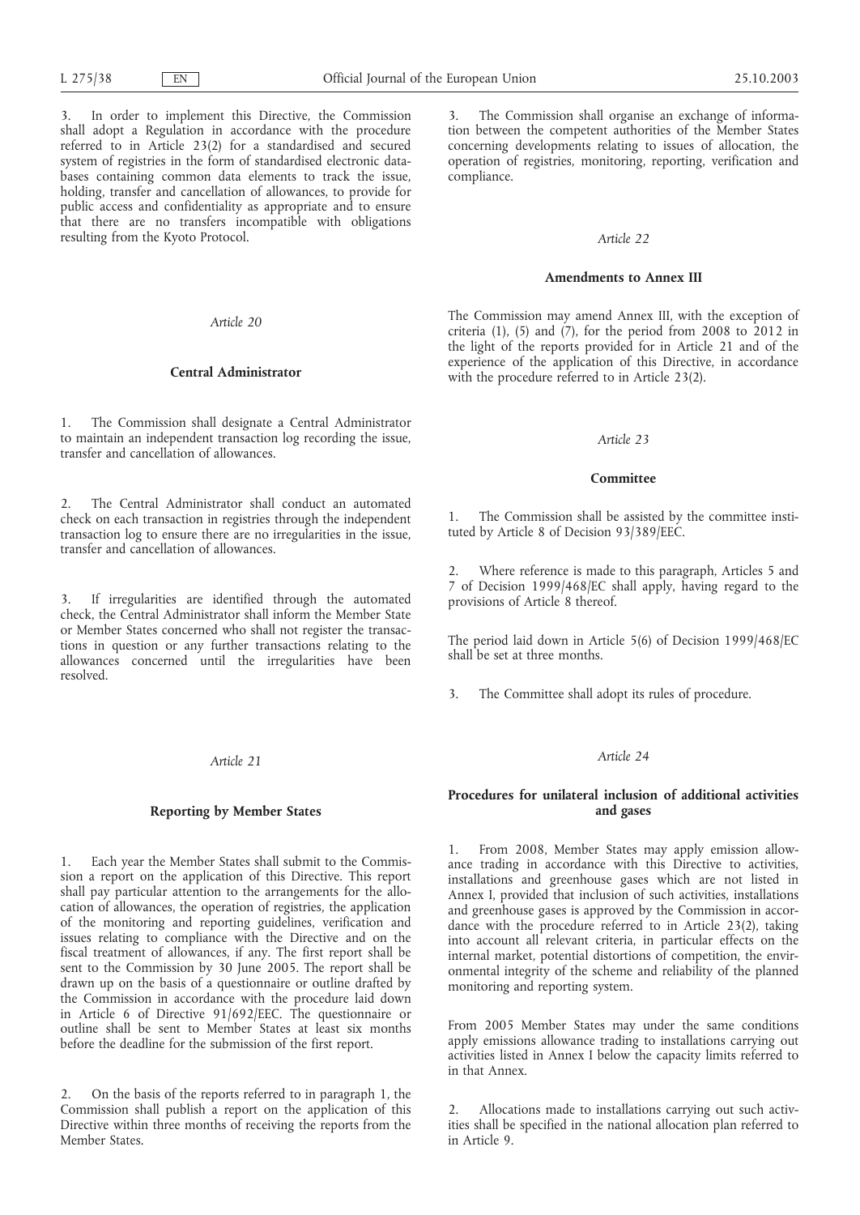3. In order to implement this Directive, the Commission shall adopt a Regulation in accordance with the procedure referred to in Article 23(2) for a standardised and secured system of registries in the form of standardised electronic databases containing common data elements to track the issue, holding, transfer and cancellation of allowances, to provide for public access and confidentiality as appropriate and to ensure that there are no transfers incompatible with obligations resulting from the Kyoto Protocol.

*Article 20*

**Central Administrator**

1. The Commission shall designate a Central Administrator to maintain an independent transaction log recording the issue, transfer and cancellation of allowances.

2. The Central Administrator shall conduct an automated check on each transaction in registries through the independent transaction log to ensure there are no irregularities in the issue, transfer and cancellation of allowances.

3. If irregularities are identified through the automated check, the Central Administrator shall inform the Member State or Member States concerned who shall not register the transactions in question or any further transactions relating to the allowances concerned until the irregularities have been resolved.

*Article 21*

**Reporting by Member States**

1. Each year the Member States shall submit to the Commission a report on the application of this Directive. This report shall pay particular attention to the arrangements for the allocation of allowances, the operation of registries, the application of the monitoring and reporting guidelines, verification and issues relating to compliance with the Directive and on the fiscal treatment of allowances, if any. The first report shall be sent to the Commission by 30 June 2005. The report shall be drawn up on the basis of a questionnaire or outline drafted by the Commission in accordance with the procedure laid down in Article 6 of Directive 91/692/EEC. The questionnaire or outline shall be sent to Member States at least six months before the deadline for the submission of the first report.

2. On the basis of the reports referred to in paragraph 1, the Commission shall publish a report on the application of this Directive within three months of receiving the reports from the Member States.

3. The Commission shall organise an exchange of information between the competent authorities of the Member States concerning developments relating to issues of allocation, the operation of registries, monitoring, reporting, verification and compliance.

*Article 22*

**Amendments to Annex III**

The Commission may amend Annex III, with the exception of criteria (1), (5) and (7), for the period from 2008 to 2012 in the light of the reports provided for in Article 21 and of the experience of the application of this Directive, in accordance with the procedure referred to in Article 23(2).

*Article 23*

**Committee**

1. The Commission shall be assisted by the committee instituted by Article 8 of Decision 93/389/EEC.

2. Where reference is made to this paragraph, Articles 5 and 7 of Decision 1999/468/EC shall apply, having regard to the provisions of Article 8 thereof.

The period laid down in Article 5(6) of Decision 1999/468/EC shall be set at three months.

3. The Committee shall adopt its rules of procedure.

*Article 24*

**Procedures for unilateral inclusion of additional activities and gases**

1. From 2008, Member States may apply emission allowance trading in accordance with this Directive to activities, installations and greenhouse gases which are not listed in Annex I, provided that inclusion of such activities, installations and greenhouse gases is approved by the Commission in accordance with the procedure referred to in Article 23(2), taking into account all relevant criteria, in particular effects on the internal market, potential distortions of competition, the environmental integrity of the scheme and reliability of the planned monitoring and reporting system.

From 2005 Member States may under the same conditions apply emissions allowance trading to installations carrying out activities listed in Annex I below the capacity limits referred to in that Annex.

2. Allocations made to installations carrying out such activities shall be specified in the national allocation plan referred to in Article 9.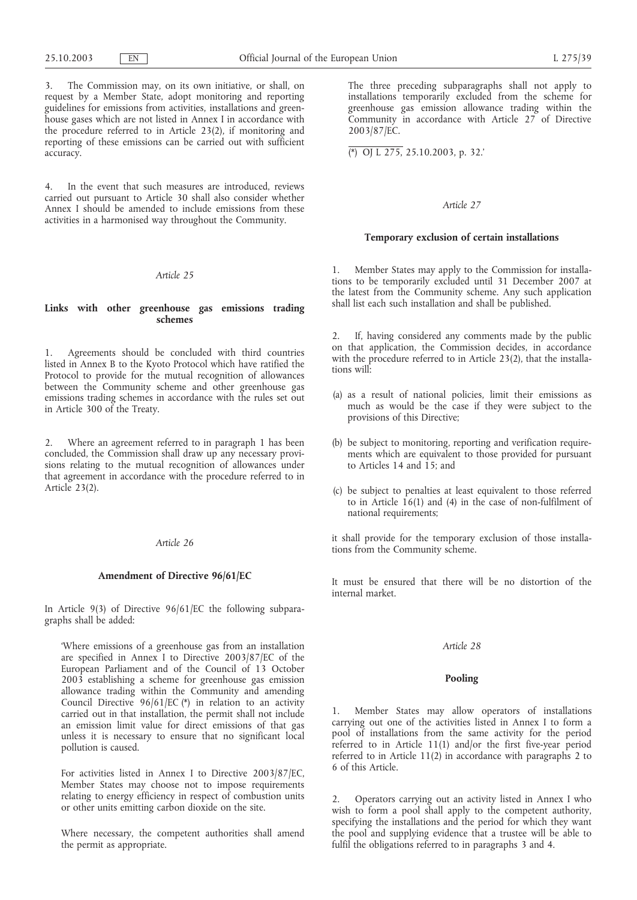3. The Commission may, on its own initiative, or shall, on request by a Member State, adopt monitoring and reporting guidelines for emissions from activities, installations and greenhouse gases which are not listed in Annex I in accordance with the procedure referred to in Article 23(2), if monitoring and reporting of these emissions can be carried out with sufficient accuracy.

4. In the event that such measures are introduced, reviews carried out pursuant to Article 30 shall also consider whether Annex I should be amended to include emissions from these activities in a harmonised way throughout the Community.

*Article 25*

**Links with other greenhouse gas emissions trading schemes**

1. Agreements should be concluded with third countries listed in Annex B to the Kyoto Protocol which have ratified the Protocol to provide for the mutual recognition of allowances between the Community scheme and other greenhouse gas emissions trading schemes in accordance with the rules set out in Article 300 of the Treaty.

2. Where an agreement referred to in paragraph 1 has been concluded, the Commission shall draw up any necessary provisions relating to the mutual recognition of allowances under that agreement in accordance with the procedure referred to in Article 23(2).

*Article 26*

**Amendment of Directive 96/61/EC**

In Article 9(3) of Directive 96/61/EC the following subparagraphs shall be added:

> 'Where emissions of a greenhouse gas from an installation are specified in Annex I to Directive 2003/87/EC of the European Parliament and of the Council of 13 October 2003 establishing a scheme for greenhouse gas emission allowance trading within the Community and amending Council Directive 96/61/EC (*) in relation to an activity carried out in that installation, the permit shall not include an emission limit value for direct emissions of that gas unless it is necessary to ensure that no significant local pollution is caused.
>
> For activities listed in Annex I to Directive 2003/87/EC, Member States may choose not to impose requirements relating to energy efficiency in respect of combustion units or other units emitting carbon dioxide on the site.
>
> Where necessary, the competent authorities shall amend the permit as appropriate.
>
> The three preceding subparagraphs shall not apply to installations temporarily excluded from the scheme for greenhouse gas emission allowance trading within the Community in accordance with Article 27 of Directive 2003/87/EC.
>
> (*) OJ L 275, 25.10.2003, p. 32.'

*Article 27*

**Temporary exclusion of certain installations**

1. Member States may apply to the Commission for installations to be temporarily excluded until 31 December 2007 at the latest from the Community scheme. Any such application shall list each such installation and shall be published.

2. If, having considered any comments made by the public on that application, the Commission decides, in accordance with the procedure referred to in Article 23(2), that the installations will:

(a) as a result of national policies, limit their emissions as much as would be the case if they were subject to the provisions of this Directive;

(b) be subject to monitoring, reporting and verification requirements which are equivalent to those provided for pursuant to Articles 14 and 15; and

(c) be subject to penalties at least equivalent to those referred to in Article 16(1) and (4) in the case of non-fulfilment of national requirements;

it shall provide for the temporary exclusion of those installations from the Community scheme.

It must be ensured that there will be no distortion of the internal market.

*Article 28*

**Pooling**

1. Member States may allow operators of installations carrying out one of the activities listed in Annex I to form a pool of installations from the same activity for the period referred to in Article 11(1) and/or the first five-year period referred to in Article 11(2) in accordance with paragraphs 2 to 6 of this Article.

2. Operators carrying out an activity listed in Annex I who wish to form a pool shall apply to the competent authority, specifying the installations and the period for which they want the pool and supplying evidence that a trustee will be able to fulfil the obligations referred to in paragraphs 3 and 4.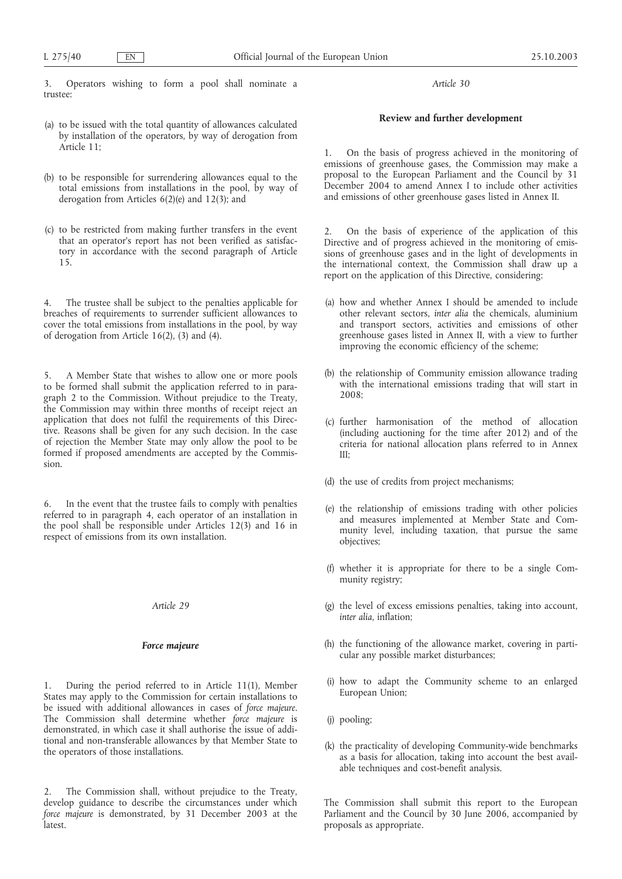3. Operators wishing to form a pool shall nominate a trustee:

(a) to be issued with the total quantity of allowances calculated by installation of the operators, by way of derogation from Article 11;

(b) to be responsible for surrendering allowances equal to the total emissions from installations in the pool, by way of derogation from Articles 6(2)(e) and 12(3); and

(c) to be restricted from making further transfers in the event that an operator's report has not been verified as satisfactory in accordance with the second paragraph of Article 15.

4. The trustee shall be subject to the penalties applicable for breaches of requirements to surrender sufficient allowances to cover the total emissions from installations in the pool, by way of derogation from Article 16(2), (3) and (4).

5. A Member State that wishes to allow one or more pools to be formed shall submit the application referred to in paragraph 2 to the Commission. Without prejudice to the Treaty, the Commission may within three months of receipt reject an application that does not fulfil the requirements of this Directive. Reasons shall be given for any such decision. In the case of rejection the Member State may only allow the pool to be formed if proposed amendments are accepted by the Commission.

6. In the event that the trustee fails to comply with penalties referred to in paragraph 4, each operator of an installation in the pool shall be responsible under Articles 12(3) and 16 in respect of emissions from its own installation.

*Article 29*

***Force majeure***

1. During the period referred to in Article 11(1), Member States may apply to the Commission for certain installations to be issued with additional allowances in cases of *force majeure*. The Commission shall determine whether *force majeure* is demonstrated, in which case it shall authorise the issue of additional and non-transferable allowances by that Member State to the operators of those installations.

2. The Commission shall, without prejudice to the Treaty, develop guidance to describe the circumstances under which *force majeure* is demonstrated, by 31 December 2003 at the latest.

*Article 30*

**Review and further development**

1. On the basis of progress achieved in the monitoring of emissions of greenhouse gases, the Commission may make a proposal to the European Parliament and the Council by 31 December 2004 to amend Annex I to include other activities and emissions of other greenhouse gases listed in Annex II.

2. On the basis of experience of the application of this Directive and of progress achieved in the monitoring of emissions of greenhouse gases and in the light of developments in the international context, the Commission shall draw up a report on the application of this Directive, considering:

(a) how and whether Annex I should be amended to include other relevant sectors, *inter alia* the chemicals, aluminium and transport sectors, activities and emissions of other greenhouse gases listed in Annex II, with a view to further improving the economic efficiency of the scheme;

(b) the relationship of Community emission allowance trading with the international emissions trading that will start in 2008;

(c) further harmonisation of the method of allocation (including auctioning for the time after 2012) and of the criteria for national allocation plans referred to in Annex III;

(d) the use of credits from project mechanisms;

(e) the relationship of emissions trading with other policies and measures implemented at Member State and Community level, including taxation, that pursue the same objectives;

(f) whether it is appropriate for there to be a single Community registry;

(g) the level of excess emissions penalties, taking into account, *inter alia*, inflation;

(h) the functioning of the allowance market, covering in particular any possible market disturbances;

(i) how to adapt the Community scheme to an enlarged European Union;

(j) pooling;

(k) the practicality of developing Community-wide benchmarks as a basis for allocation, taking into account the best available techniques and cost-benefit analysis.

The Commission shall submit this report to the European Parliament and the Council by 30 June 2006, accompanied by proposals as appropriate.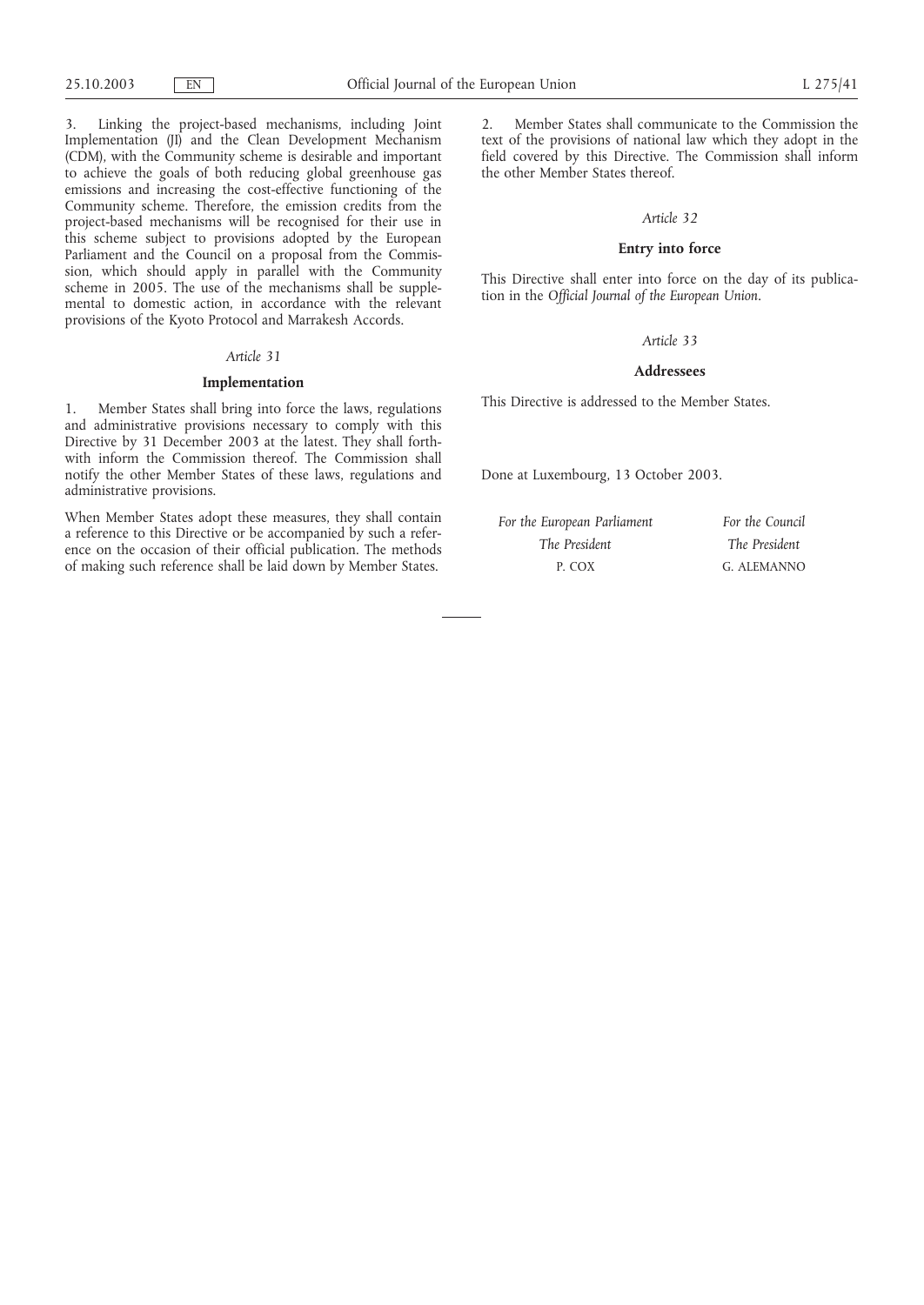3. Linking the project-based mechanisms, including Joint Implementation (JI) and the Clean Development Mechanism (CDM), with the Community scheme is desirable and important to achieve the goals of both reducing global greenhouse gas emissions and increasing the cost-effective functioning of the Community scheme. Therefore, the emission credits from the project-based mechanisms will be recognised for their use in this scheme subject to provisions adopted by the European Parliament and the Council on a proposal from the Commission, which should apply in parallel with the Community scheme in 2005. The use of the mechanisms shall be supplemental to domestic action, in accordance with the relevant provisions of the Kyoto Protocol and Marrakesh Accords.

*Article 31*

**Implementation**

1. Member States shall bring into force the laws, regulations and administrative provisions necessary to comply with this Directive by 31 December 2003 at the latest. They shall forthwith inform the Commission thereof. The Commission shall notify the other Member States of these laws, regulations and administrative provisions.

When Member States adopt these measures, they shall contain a reference to this Directive or be accompanied by such a reference on the occasion of their official publication. The methods of making such reference shall be laid down by Member States.

2. Member States shall communicate to the Commission the text of the provisions of national law which they adopt in the field covered by this Directive. The Commission shall inform the other Member States thereof.

*Article 32*

**Entry into force**

This Directive shall enter into force on the day of its publication in the *Official Journal of the European Union*.

*Article 33*

**Addressees**

This Directive is addressed to the Member States.

Done at Luxembourg, 13 October 2003.

| *For the European Parliament* | *For the Council* |
|---|---|
| *The President* | *The President* |
| P. COX | G. ALEMANNO |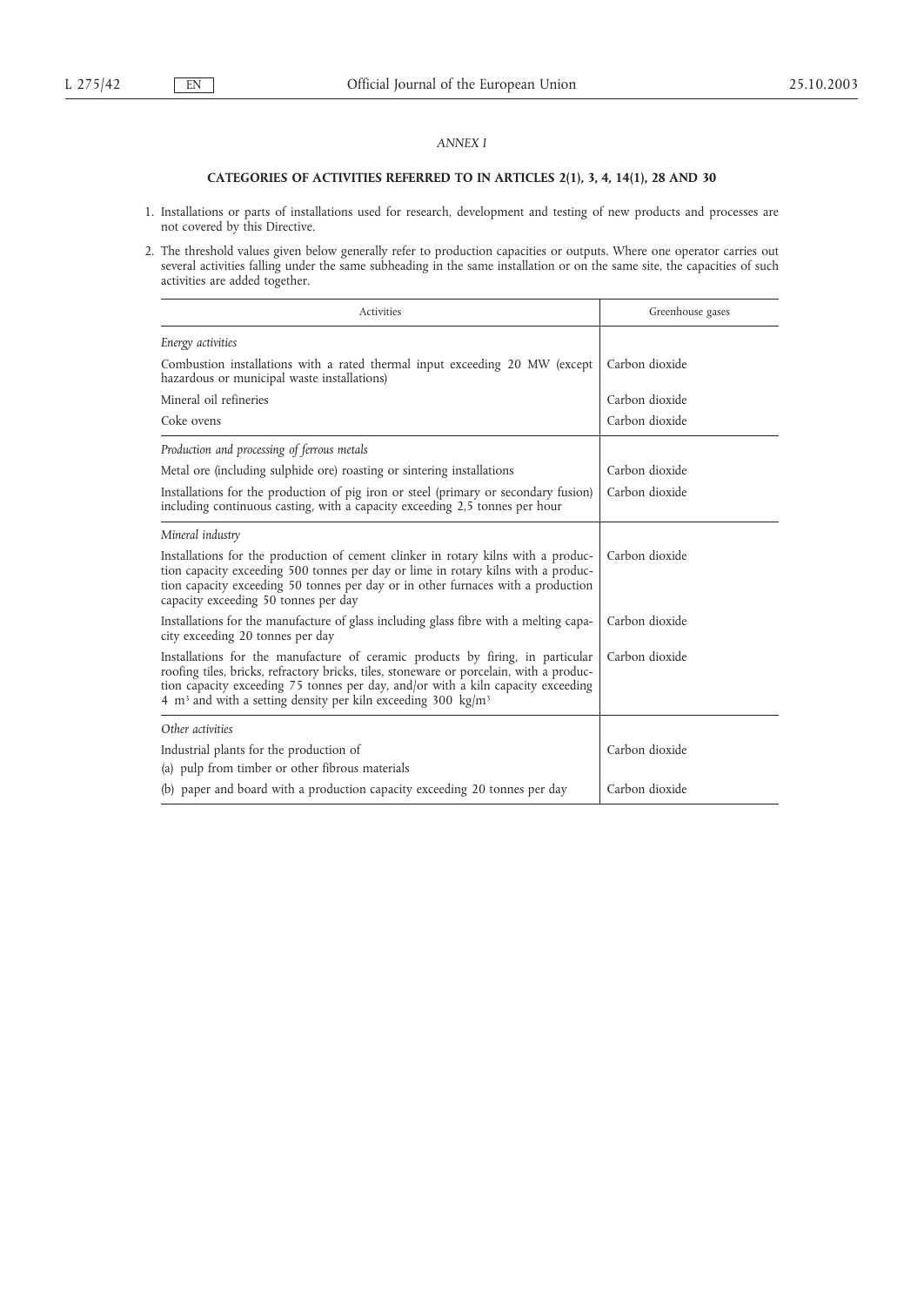*ANNEX I*

**CATEGORIES OF ACTIVITIES REFERRED TO IN ARTICLES 2(1), 3, 4, 14(1), 28 AND 30**

1. Installations or parts of installations used for research, development and testing of new products and processes are not covered by this Directive.

2. The threshold values given below generally refer to production capacities or outputs. Where one operator carries out several activities falling under the same subheading in the same installation or on the same site, the capacities of such activities are added together.

| Activities | Greenhouse gases |
|---|---|
| *Energy activities* | |
| Combustion installations with a rated thermal input exceeding 20 MW (except hazardous or municipal waste installations) | Carbon dioxide |
| Mineral oil refineries | Carbon dioxide |
| Coke ovens | Carbon dioxide |
| *Production and processing of ferrous metals* | |
| Metal ore (including sulphide ore) roasting or sintering installations | Carbon dioxide |
| Installations for the production of pig iron or steel (primary or secondary fusion) including continuous casting, with a capacity exceeding 2,5 tonnes per hour | Carbon dioxide |
| *Mineral industry* | |
| Installations for the production of cement clinker in rotary kilns with a production capacity exceeding 500 tonnes per day or lime in rotary kilns with a production capacity exceeding 50 tonnes per day or in other furnaces with a production capacity exceeding 50 tonnes per day | Carbon dioxide |
| Installations for the manufacture of glass including glass fibre with a melting capacity exceeding 20 tonnes per day | Carbon dioxide |
| Installations for the manufacture of ceramic products by firing, in particular roofing tiles, bricks, refractory bricks, tiles, stoneware or porcelain, with a production capacity exceeding 75 tonnes per day, and/or with a kiln capacity exceeding 4 $m^3$ and with a setting density per kiln exceeding 300 $kg/m^3$ | Carbon dioxide |
| *Other activities* | |
| Industrial plants for the production of | Carbon dioxide |
| (a) pulp from timber or other fibrous materials | |
| (b) paper and board with a production capacity exceeding 20 tonnes per day | Carbon dioxide |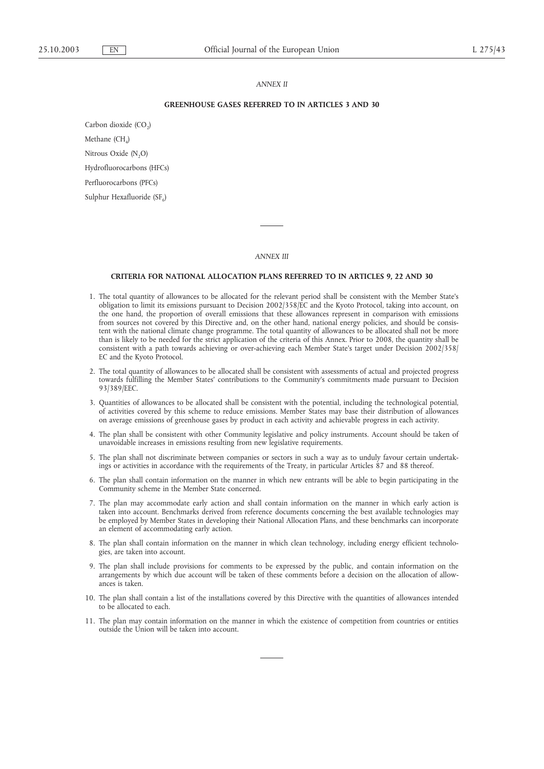*ANNEX II*

**GREENHOUSE GASES REFERRED TO IN ARTICLES 3 AND 30**

Carbon dioxide ($CO_2$)

Methane ($CH_4$)

Nitrous Oxide ($N_2O$)

Hydrofluorocarbons (HFCs)

Perfluorocarbons (PFCs)

Sulphur Hexafluoride ($SF_6$)

---

*ANNEX III*

**CRITERIA FOR NATIONAL ALLOCATION PLANS REFERRED TO IN ARTICLES 9, 22 AND 30**

1. The total quantity of allowances to be allocated for the relevant period shall be consistent with the Member State's obligation to limit its emissions pursuant to Decision 2002/358/EC and the Kyoto Protocol, taking into account, on the one hand, the proportion of overall emissions that these allowances represent in comparison with emissions from sources not covered by this Directive and, on the other hand, national energy policies, and should be consistent with the national climate change programme. The total quantity of allowances to be allocated shall not be more than is likely to be needed for the strict application of the criteria of this Annex. Prior to 2008, the quantity shall be consistent with a path towards achieving or over-achieving each Member State's target under Decision 2002/358/EC and the Kyoto Protocol.

2. The total quantity of allowances to be allocated shall be consistent with assessments of actual and projected progress towards fulfilling the Member States' contributions to the Community's commitments made pursuant to Decision 93/389/EEC.

3. Quantities of allowances to be allocated shall be consistent with the potential, including the technological potential, of activities covered by this scheme to reduce emissions. Member States may base their distribution of allowances on average emissions of greenhouse gases by product in each activity and achievable progress in each activity.

4. The plan shall be consistent with other Community legislative and policy instruments. Account should be taken of unavoidable increases in emissions resulting from new legislative requirements.

5. The plan shall not discriminate between companies or sectors in such a way as to unduly favour certain undertakings or activities in accordance with the requirements of the Treaty, in particular Articles 87 and 88 thereof.

6. The plan shall contain information on the manner in which new entrants will be able to begin participating in the Community scheme in the Member State concerned.

7. The plan may accommodate early action and shall contain information on the manner in which early action is taken into account. Benchmarks derived from reference documents concerning the best available technologies may be employed by Member States in developing their National Allocation Plans, and these benchmarks can incorporate an element of accommodating early action.

8. The plan shall contain information on the manner in which clean technology, including energy efficient technologies, are taken into account.

9. The plan shall include provisions for comments to be expressed by the public, and contain information on the arrangements by which due account will be taken of these comments before a decision on the allocation of allowances is taken.

10. The plan shall contain a list of the installations covered by this Directive with the quantities of allowances intended to be allocated to each.

11. The plan may contain information on the manner in which the existence of competition from countries or entities outside the Union will be taken into account.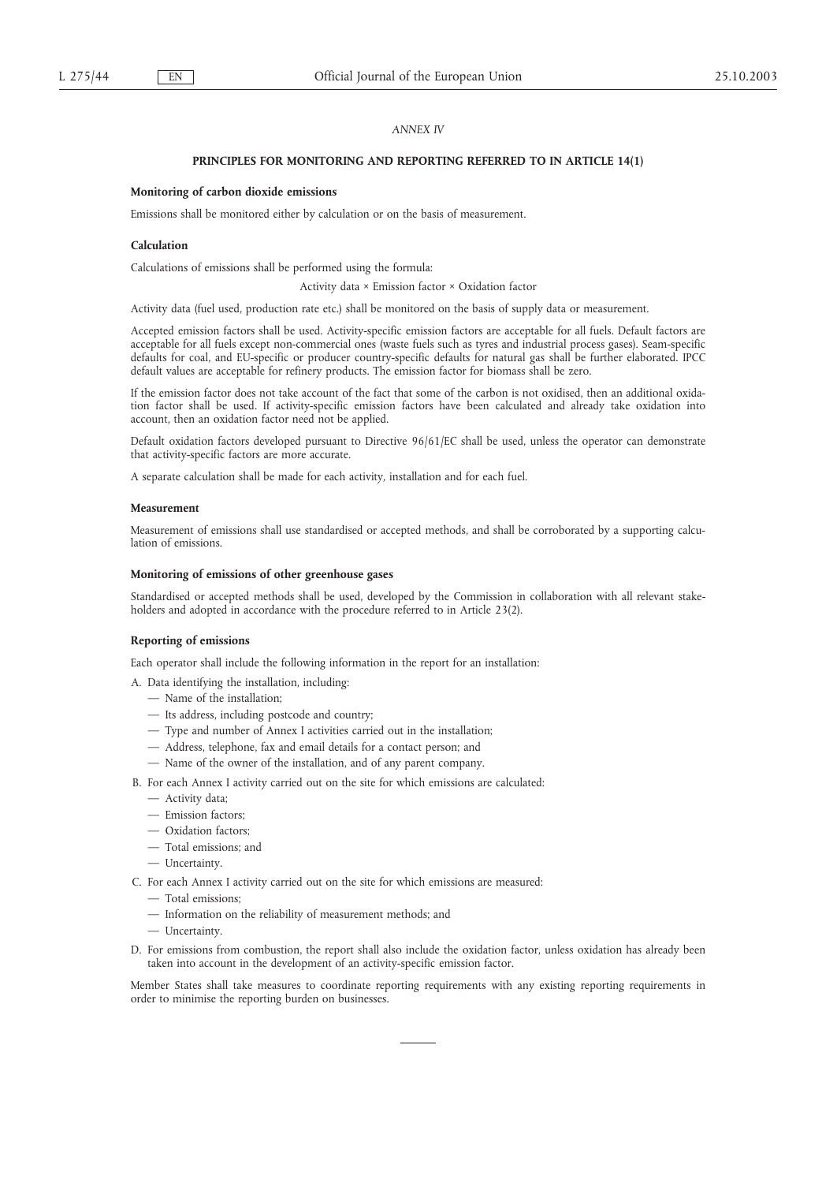*ANNEX IV*

## PRINCIPLES FOR MONITORING AND REPORTING REFERRED TO IN ARTICLE 14(1)

### Monitoring of carbon dioxide emissions

Emissions shall be monitored either by calculation or on the basis of measurement.

### Calculation

Calculations of emissions shall be performed using the formula:

Activity data × Emission factor × Oxidation factor

Activity data (fuel used, production rate etc.) shall be monitored on the basis of supply data or measurement.

Accepted emission factors shall be used. Activity-specific emission factors are acceptable for all fuels. Default factors are acceptable for all fuels except non-commercial ones (waste fuels such as tyres and industrial process gases). Seam-specific defaults for coal, and EU-specific or producer country-specific defaults for natural gas shall be further elaborated. IPCC default values are acceptable for refinery products. The emission factor for biomass shall be zero.

If the emission factor does not take account of the fact that some of the carbon is not oxidised, then an additional oxidation factor shall be used. If activity-specific emission factors have been calculated and already take oxidation into account, then an oxidation factor need not be applied.

Default oxidation factors developed pursuant to Directive 96/61/EC shall be used, unless the operator can demonstrate that activity-specific factors are more accurate.

A separate calculation shall be made for each activity, installation and for each fuel.

### Measurement

Measurement of emissions shall use standardised or accepted methods, and shall be corroborated by a supporting calculation of emissions.

### Monitoring of emissions of other greenhouse gases

Standardised or accepted methods shall be used, developed by the Commission in collaboration with all relevant stakeholders and adopted in accordance with the procedure referred to in Article 23(2).

### Reporting of emissions

Each operator shall include the following information in the report for an installation:

A. Data identifying the installation, including:
   - Name of the installation;
   - Its address, including postcode and country;
   - Type and number of Annex I activities carried out in the installation;
   - Address, telephone, fax and email details for a contact person; and
   - Name of the owner of the installation, and of any parent company.

B. For each Annex I activity carried out on the site for which emissions are calculated:
   - Activity data;
   - Emission factors;
   - Oxidation factors;
   - Total emissions; and
   - Uncertainty.

C. For each Annex I activity carried out on the site for which emissions are measured:
   - Total emissions;
   - Information on the reliability of measurement methods; and
   - Uncertainty.

D. For emissions from combustion, the report shall also include the oxidation factor, unless oxidation has already been taken into account in the development of an activity-specific emission factor.

Member States shall take measures to coordinate reporting requirements with any existing reporting requirements in order to minimise the reporting burden on businesses.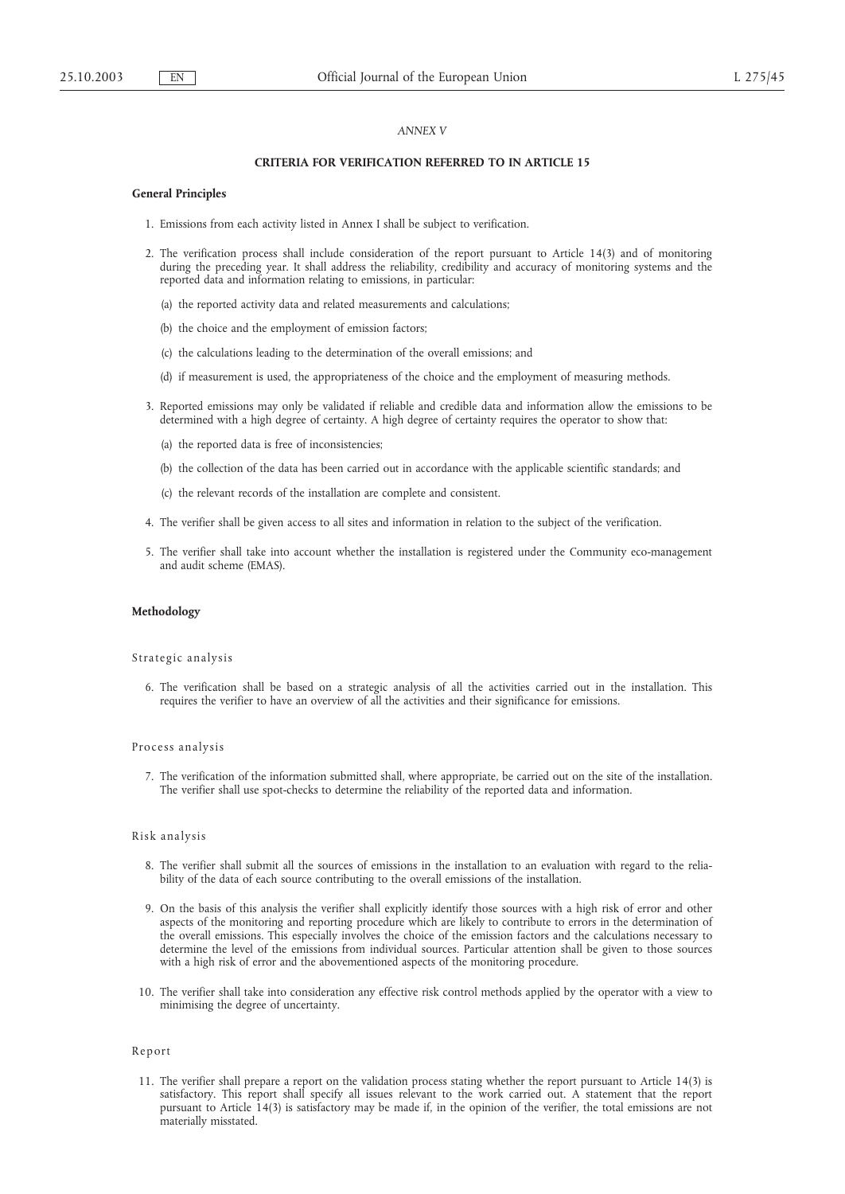*ANNEX V*

## CRITERIA FOR VERIFICATION REFERRED TO IN ARTICLE 15

### General Principles

1. Emissions from each activity listed in Annex I shall be subject to verification.

2. The verification process shall include consideration of the report pursuant to Article 14(3) and of monitoring during the preceding year. It shall address the reliability, credibility and accuracy of monitoring systems and the reported data and information relating to emissions, in particular:

   (a) the reported activity data and related measurements and calculations;

   (b) the choice and the employment of emission factors;

   (c) the calculations leading to the determination of the overall emissions; and

   (d) if measurement is used, the appropriateness of the choice and the employment of measuring methods.

3. Reported emissions may only be validated if reliable and credible data and information allow the emissions to be determined with a high degree of certainty. A high degree of certainty requires the operator to show that:

   (a) the reported data is free of inconsistencies;

   (b) the collection of the data has been carried out in accordance with the applicable scientific standards; and

   (c) the relevant records of the installation are complete and consistent.

4. The verifier shall be given access to all sites and information in relation to the subject of the verification.

5. The verifier shall take into account whether the installation is registered under the Community eco-management and audit scheme (EMAS).

### Methodology

#### Strategic analysis

6. The verification shall be based on a strategic analysis of all the activities carried out in the installation. This requires the verifier to have an overview of all the activities and their significance for emissions.

#### Process analysis

7. The verification of the information submitted shall, where appropriate, be carried out on the site of the installation. The verifier shall use spot-checks to determine the reliability of the reported data and information.

#### Risk analysis

8. The verifier shall submit all the sources of emissions in the installation to an evaluation with regard to the reliability of the data of each source contributing to the overall emissions of the installation.

9. On the basis of this analysis the verifier shall explicitly identify those sources with a high risk of error and other aspects of the monitoring and reporting procedure which are likely to contribute to errors in the determination of the overall emissions. This especially involves the choice of the emission factors and the calculations necessary to determine the level of the emissions from individual sources. Particular attention shall be given to those sources with a high risk of error and the abovementioned aspects of the monitoring procedure.

10. The verifier shall take into consideration any effective risk control methods applied by the operator with a view to minimising the degree of uncertainty.

#### Report

11. The verifier shall prepare a report on the validation process stating whether the report pursuant to Article 14(3) is satisfactory. This report shall specify all issues relevant to the work carried out. A statement that the report pursuant to Article 14(3) is satisfactory may be made if, in the opinion of the verifier, the total emissions are not materially misstated.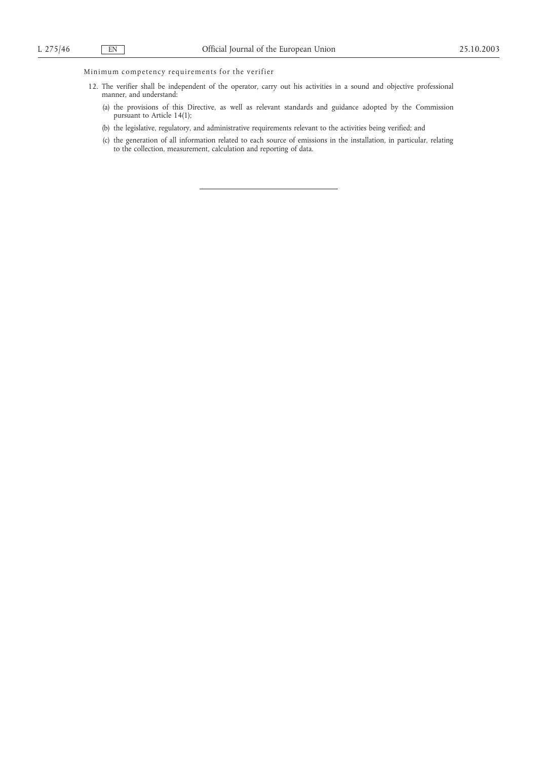Minimum competency requirements for the verifier

12. The verifier shall be independent of the operator, carry out his activities in a sound and objective professional manner, and understand:

   (a) the provisions of this Directive, as well as relevant standards and guidance adopted by the Commission pursuant to Article 14(1);

   (b) the legislative, regulatory, and administrative requirements relevant to the activities being verified; and

   (c) the generation of all information related to each source of emissions in the installation, in particular, relating to the collection, measurement, calculation and reporting of data.